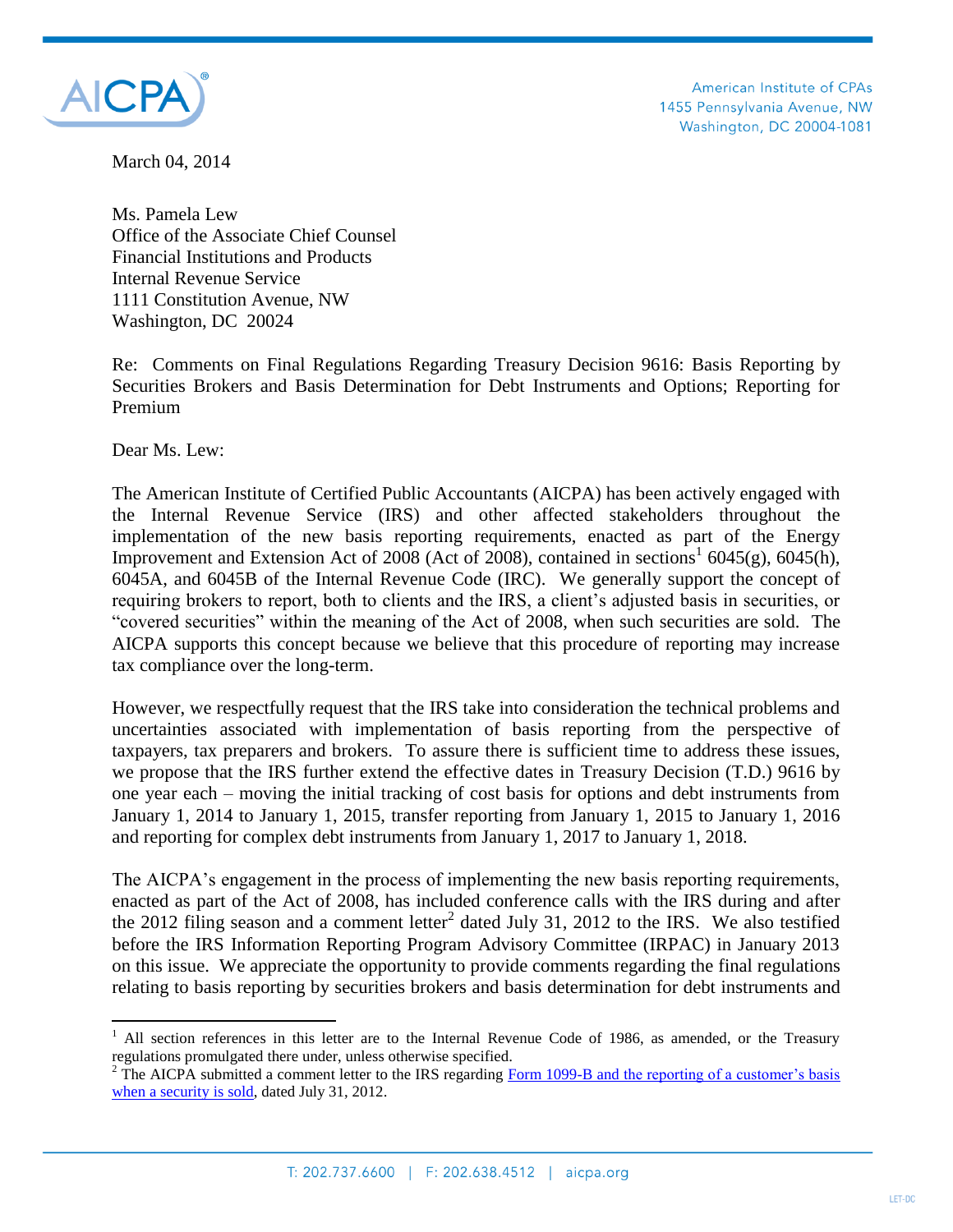AICPA

American Institute of CPAs
1455 Pennsylvania Avenue, NW
Washington, DC 20004-1081

March 04, 2014

Ms. Pamela Lew
Office of the Associate Chief Counsel
Financial Institutions and Products
Internal Revenue Service
1111 Constitution Avenue, NW
Washington, DC 20024

Re: Comments on Final Regulations Regarding Treasury Decision 9616: Basis Reporting by Securities Brokers and Basis Determination for Debt Instruments and Options; Reporting for Premium

Dear Ms. Lew:

The American Institute of Certified Public Accountants (AICPA) has been actively engaged with the Internal Revenue Service (IRS) and other affected stakeholders throughout the implementation of the new basis reporting requirements, enacted as part of the Energy Improvement and Extension Act of 2008 (Act of 2008), contained in sections[1] 6045(g), 6045(h), 6045A, and 6045B of the Internal Revenue Code (IRC). We generally support the concept of requiring brokers to report, both to clients and the IRS, a client's adjusted basis in securities, or "covered securities" within the meaning of the Act of 2008, when such securities are sold. The AICPA supports this concept because we believe that this procedure of reporting may increase tax compliance over the long-term.

However, we respectfully request that the IRS take into consideration the technical problems and uncertainties associated with implementation of basis reporting from the perspective of taxpayers, tax preparers and brokers. To assure there is sufficient time to address these issues, we propose that the IRS further extend the effective dates in Treasury Decision (T.D.) 9616 by one year each – moving the initial tracking of cost basis for options and debt instruments from January 1, 2014 to January 1, 2015, transfer reporting from January 1, 2015 to January 1, 2016 and reporting for complex debt instruments from January 1, 2017 to January 1, 2018.

The AICPA's engagement in the process of implementing the new basis reporting requirements, enacted as part of the Act of 2008, has included conference calls with the IRS during and after the 2012 filing season and a comment letter[2] dated July 31, 2012 to the IRS. We also testified before the IRS Information Reporting Program Advisory Committee (IRPAC) in January 2013 on this issue. We appreciate the opportunity to provide comments regarding the final regulations relating to basis reporting by securities brokers and basis determination for debt instruments and

---

[1] All section references in this letter are to the Internal Revenue Code of 1986, as amended, or the Treasury regulations promulgated there under, unless otherwise specified.

[2] The AICPA submitted a comment letter to the IRS regarding Form 1099-B and the reporting of a customer's basis when a security is sold, dated July 31, 2012.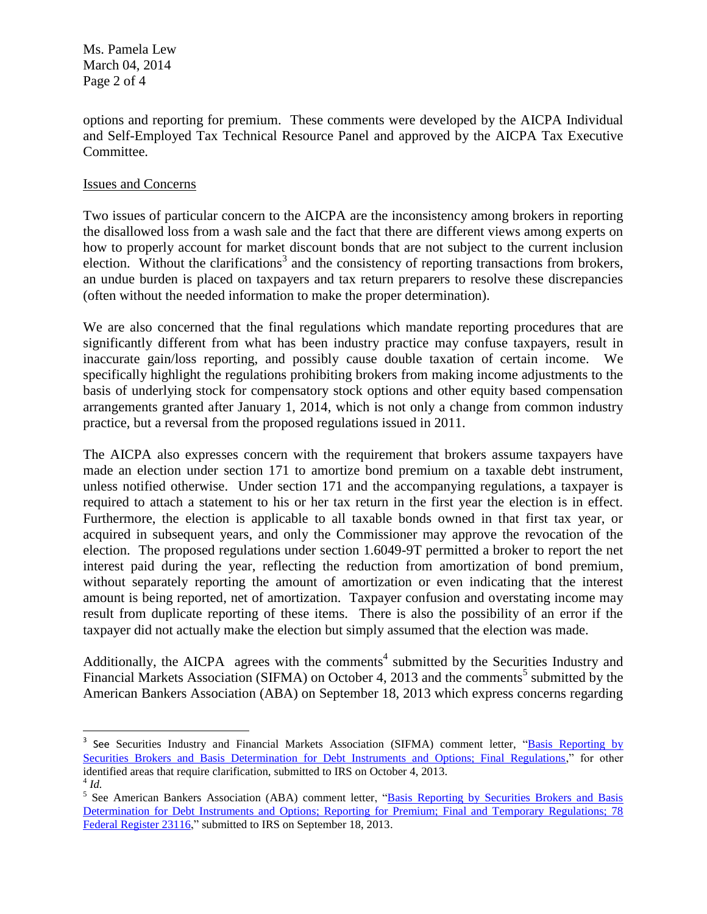options and reporting for premium. These comments were developed by the AICPA Individual and Self-Employed Tax Technical Resource Panel and approved by the AICPA Tax Executive Committee.

Issues and Concerns

Two issues of particular concern to the AICPA are the inconsistency among brokers in reporting the disallowed loss from a wash sale and the fact that there are different views among experts on how to properly account for market discount bonds that are not subject to the current inclusion election. Without the clarifications[3] and the consistency of reporting transactions from brokers, an undue burden is placed on taxpayers and tax return preparers to resolve these discrepancies (often without the needed information to make the proper determination).

We are also concerned that the final regulations which mandate reporting procedures that are significantly different from what has been industry practice may confuse taxpayers, result in inaccurate gain/loss reporting, and possibly cause double taxation of certain income. We specifically highlight the regulations prohibiting brokers from making income adjustments to the basis of underlying stock for compensatory stock options and other equity based compensation arrangements granted after January 1, 2014, which is not only a change from common industry practice, but a reversal from the proposed regulations issued in 2011.

The AICPA also expresses concern with the requirement that brokers assume taxpayers have made an election under section 171 to amortize bond premium on a taxable debt instrument, unless notified otherwise. Under section 171 and the accompanying regulations, a taxpayer is required to attach a statement to his or her tax return in the first year the election is in effect. Furthermore, the election is applicable to all taxable bonds owned in that first tax year, or acquired in subsequent years, and only the Commissioner may approve the revocation of the election. The proposed regulations under section 1.6049-9T permitted a broker to report the net interest paid during the year, reflecting the reduction from amortization of bond premium, without separately reporting the amount of amortization or even indicating that the interest amount is being reported, net of amortization. Taxpayer confusion and overstating income may result from duplicate reporting of these items. There is also the possibility of an error if the taxpayer did not actually make the election but simply assumed that the election was made.

Additionally, the AICPA agrees with the comments[4] submitted by the Securities Industry and Financial Markets Association (SIFMA) on October 4, 2013 and the comments[5] submitted by the American Bankers Association (ABA) on September 18, 2013 which express concerns regarding

---

[3] See Securities Industry and Financial Markets Association (SIFMA) comment letter, "Basis Reporting by Securities Brokers and Basis Determination for Debt Instruments and Options; Final Regulations," for other identified areas that require clarification, submitted to IRS on October 4, 2013.

[4] *Id.*

[5] See American Bankers Association (ABA) comment letter, "Basis Reporting by Securities Brokers and Basis Determination for Debt Instruments and Options; Reporting for Premium; Final and Temporary Regulations; 78 Federal Register 23116," submitted to IRS on September 18, 2013.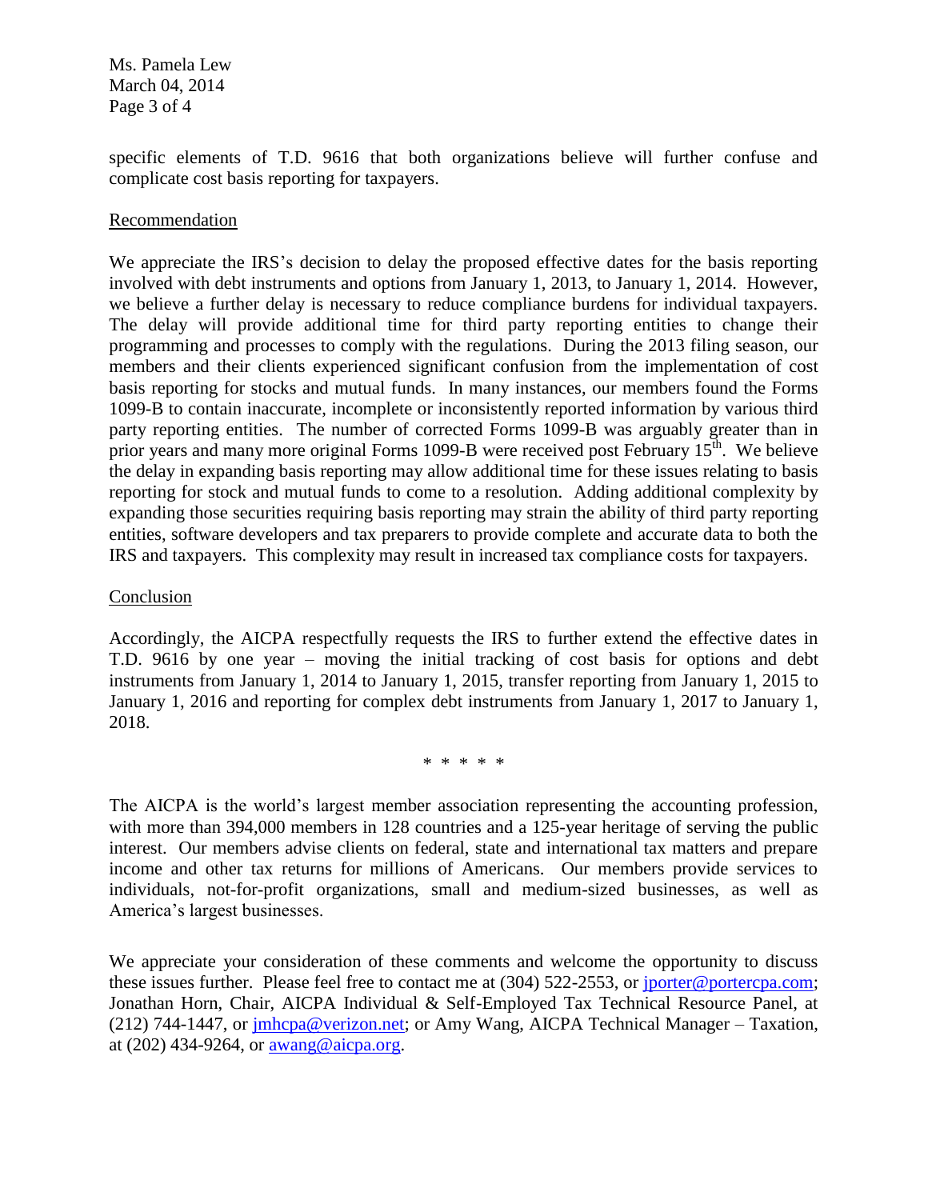specific elements of T.D. 9616 that both organizations believe will further confuse and complicate cost basis reporting for taxpayers.

Recommendation

We appreciate the IRS's decision to delay the proposed effective dates for the basis reporting involved with debt instruments and options from January 1, 2013, to January 1, 2014. However, we believe a further delay is necessary to reduce compliance burdens for individual taxpayers. The delay will provide additional time for third party reporting entities to change their programming and processes to comply with the regulations. During the 2013 filing season, our members and their clients experienced significant confusion from the implementation of cost basis reporting for stocks and mutual funds. In many instances, our members found the Forms 1099-B to contain inaccurate, incomplete or inconsistently reported information by various third party reporting entities. The number of corrected Forms 1099-B was arguably greater than in prior years and many more original Forms 1099-B were received post February 15th. We believe the delay in expanding basis reporting may allow additional time for these issues relating to basis reporting for stock and mutual funds to come to a resolution. Adding additional complexity by expanding those securities requiring basis reporting may strain the ability of third party reporting entities, software developers and tax preparers to provide complete and accurate data to both the IRS and taxpayers. This complexity may result in increased tax compliance costs for taxpayers.

Conclusion

Accordingly, the AICPA respectfully requests the IRS to further extend the effective dates in T.D. 9616 by one year – moving the initial tracking of cost basis for options and debt instruments from January 1, 2014 to January 1, 2015, transfer reporting from January 1, 2015 to January 1, 2016 and reporting for complex debt instruments from January 1, 2017 to January 1, 2018.

\* \* \* \* \*

The AICPA is the world's largest member association representing the accounting profession, with more than 394,000 members in 128 countries and a 125-year heritage of serving the public interest. Our members advise clients on federal, state and international tax matters and prepare income and other tax returns for millions of Americans. Our members provide services to individuals, not-for-profit organizations, small and medium-sized businesses, as well as America's largest businesses.

We appreciate your consideration of these comments and welcome the opportunity to discuss these issues further. Please feel free to contact me at (304) 522-2553, or jporter@portercpa.com; Jonathan Horn, Chair, AICPA Individual & Self-Employed Tax Technical Resource Panel, at (212) 744-1447, or jmhcpa@verizon.net; or Amy Wang, AICPA Technical Manager – Taxation, at (202) 434-9264, or awang@aicpa.org.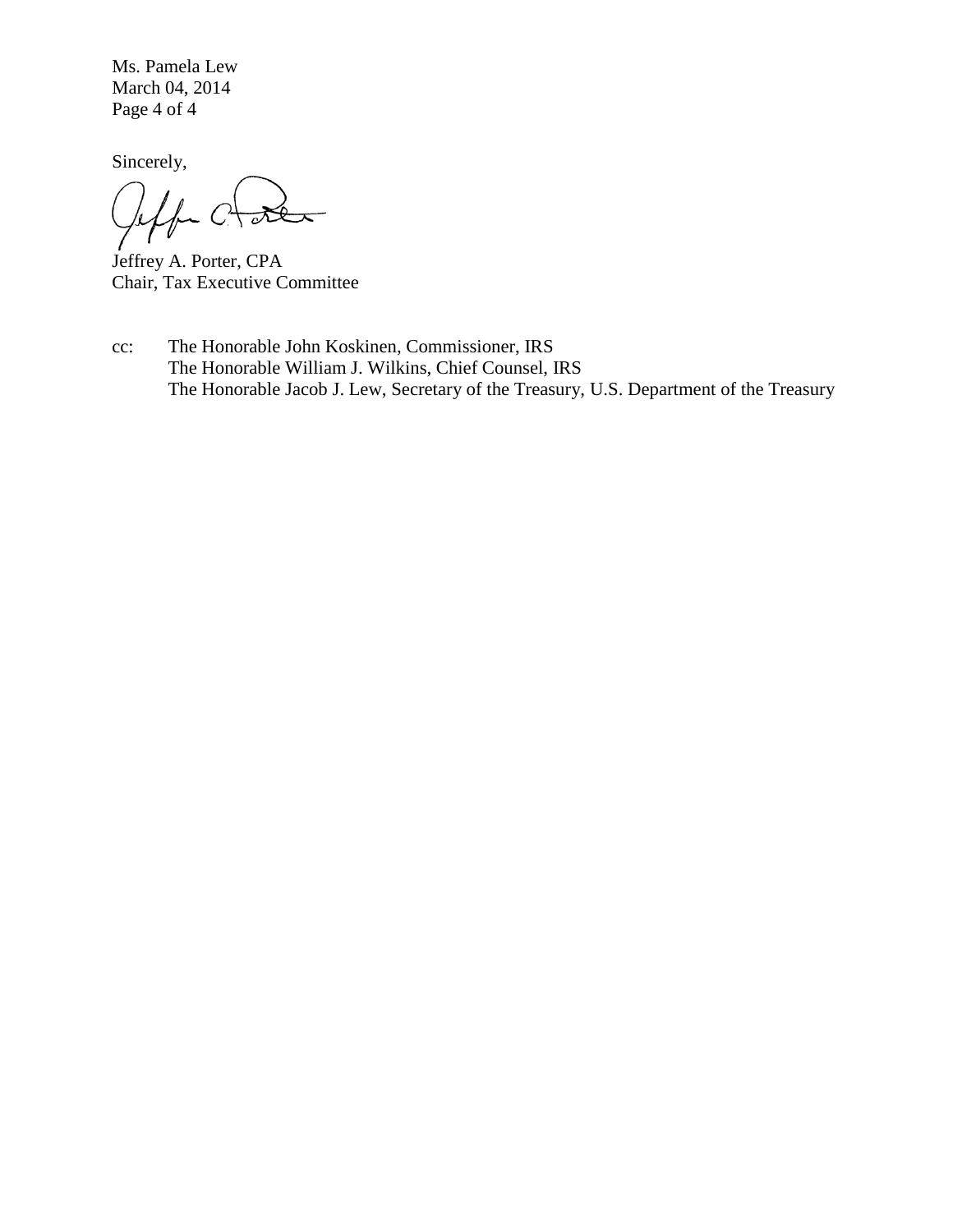Sincerely,

Jeffrey A. Porter, CPA
Chair, Tax Executive Committee

cc: The Honorable John Koskinen, Commissioner, IRS
The Honorable William J. Wilkins, Chief Counsel, IRS
The Honorable Jacob J. Lew, Secretary of the Treasury, U.S. Department of the Treasury